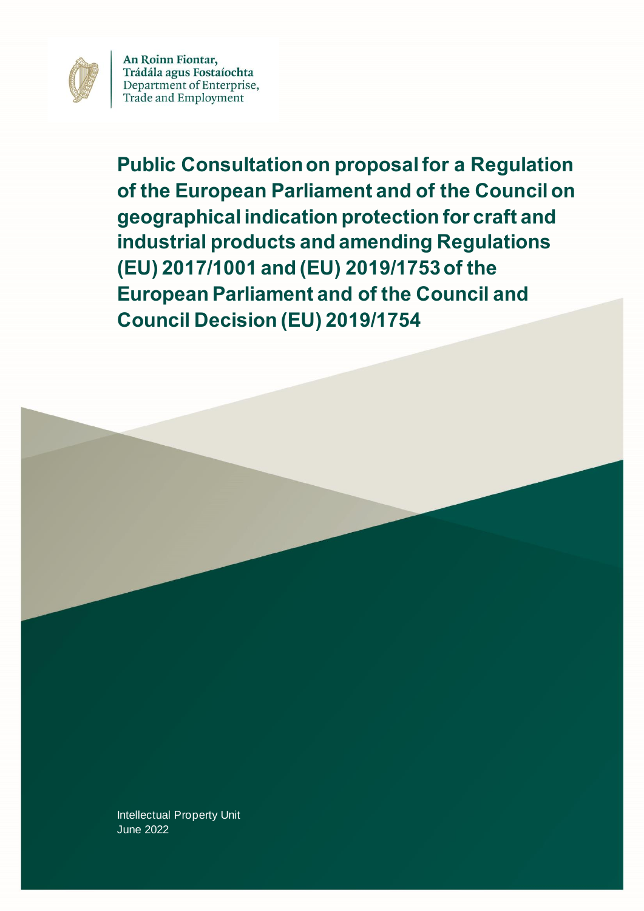An Roinn Fiontar,
Trádála agus Fostaíochta
Department of Enterprise,
Trade and Employment

# Public Consultation on proposal for a Regulation of the European Parliament and of the Council on geographical indication protection for craft and industrial products and amending Regulations (EU) 2017/1001 and (EU) 2019/1753 of the European Parliament and of the Council and Council Decision (EU) 2019/1754

Intellectual Property Unit
June 2022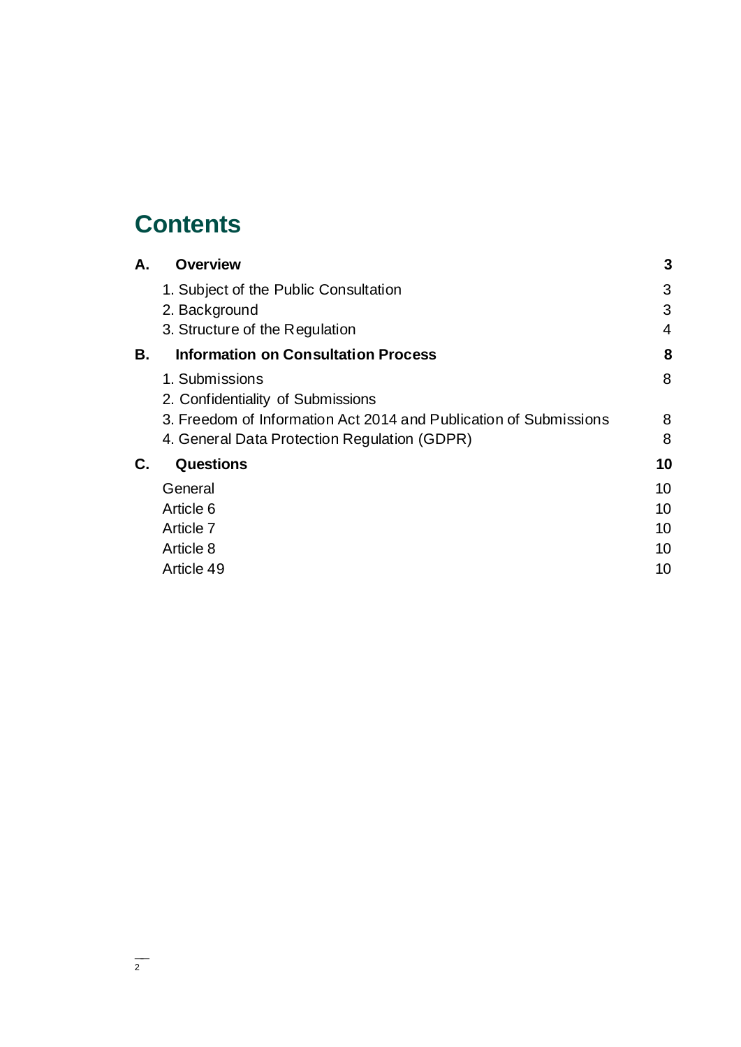# Contents

| | | |
|---|---|---|
| **A.** | **Overview** | **3** |
| | 1. Subject of the Public Consultation | 3 |
| | 2. Background | 3 |
| | 3. Structure of the Regulation | 4 |
| **B.** | **Information on Consultation Process** | **8** |
| | 1. Submissions | 8 |
| | 2. Confidentiality of Submissions | |
| | 3. Freedom of Information Act 2014 and Publication of Submissions | 8 |
| | 4. General Data Protection Regulation (GDPR) | 8 |
| **C.** | **Questions** | **10** |
| | General | 10 |
| | Article 6 | 10 |
| | Article 7 | 10 |
| | Article 8 | 10 |
| | Article 49 | 10 |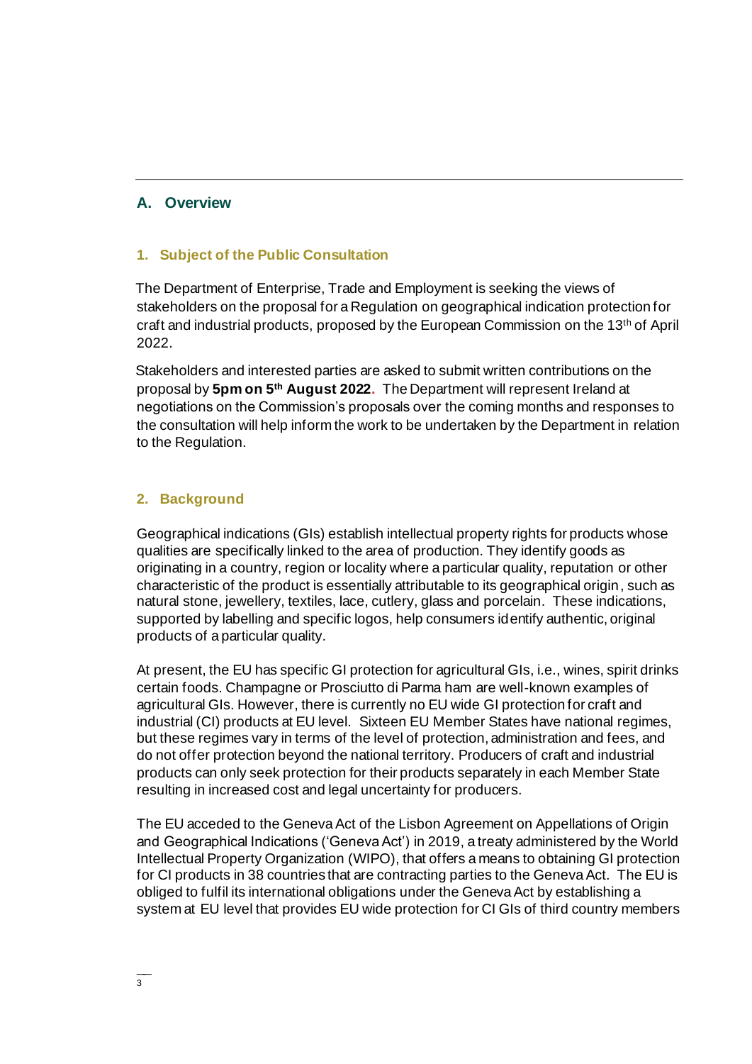## A. Overview

### 1. Subject of the Public Consultation

The Department of Enterprise, Trade and Employment is seeking the views of stakeholders on the proposal for a Regulation on geographical indication protection for craft and industrial products, proposed by the European Commission on the 13th of April 2022.

Stakeholders and interested parties are asked to submit written contributions on the proposal by **5pm on 5th August 2022.** The Department will represent Ireland at negotiations on the Commission's proposals over the coming months and responses to the consultation will help inform the work to be undertaken by the Department in relation to the Regulation.

### 2. Background

Geographical indications (GIs) establish intellectual property rights for products whose qualities are specifically linked to the area of production. They identify goods as originating in a country, region or locality where a particular quality, reputation or other characteristic of the product is essentially attributable to its geographical origin, such as natural stone, jewellery, textiles, lace, cutlery, glass and porcelain. These indications, supported by labelling and specific logos, help consumers identify authentic, original products of a particular quality.

At present, the EU has specific GI protection for agricultural GIs, i.e., wines, spirit drinks certain foods. Champagne or Prosciutto di Parma ham are well-known examples of agricultural GIs. However, there is currently no EU wide GI protection for craft and industrial (CI) products at EU level. Sixteen EU Member States have national regimes, but these regimes vary in terms of the level of protection, administration and fees, and do not offer protection beyond the national territory. Producers of craft and industrial products can only seek protection for their products separately in each Member State resulting in increased cost and legal uncertainty for producers.

The EU acceded to the Geneva Act of the Lisbon Agreement on Appellations of Origin and Geographical Indications ('Geneva Act') in 2019, a treaty administered by the World Intellectual Property Organization (WIPO), that offers a means to obtaining GI protection for CI products in 38 countries that are contracting parties to the Geneva Act. The EU is obliged to fulfil its international obligations under the Geneva Act by establishing a system at EU level that provides EU wide protection for CI GIs of third country members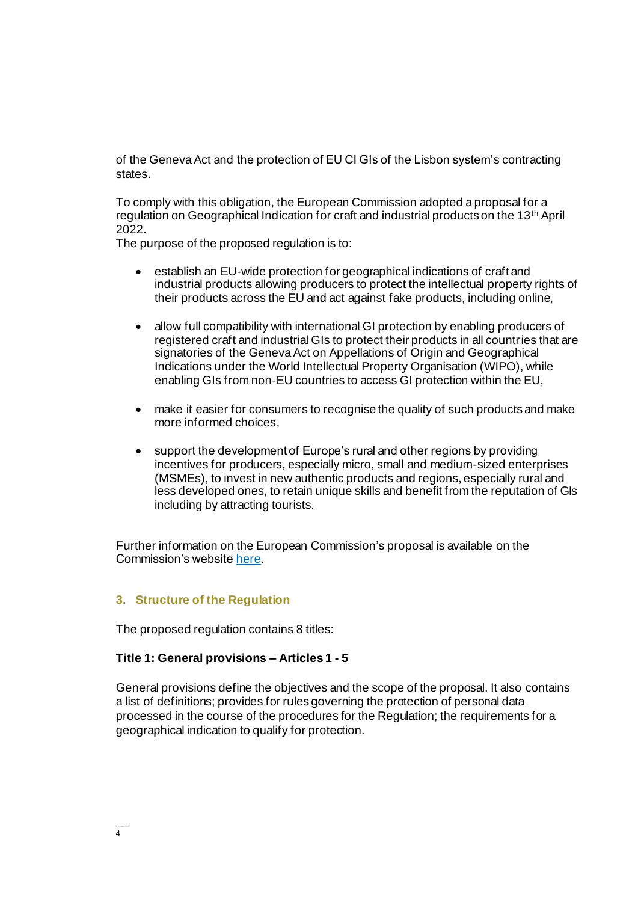of the Geneva Act and the protection of EU CI GIs of the Lisbon system's contracting states.

To comply with this obligation, the European Commission adopted a proposal for a regulation on Geographical Indication for craft and industrial products on the 13th April 2022.
The purpose of the proposed regulation is to:

- establish an EU-wide protection for geographical indications of craft and industrial products allowing producers to protect the intellectual property rights of their products across the EU and act against fake products, including online,

- allow full compatibility with international GI protection by enabling producers of registered craft and industrial GIs to protect their products in all countries that are signatories of the Geneva Act on Appellations of Origin and Geographical Indications under the World Intellectual Property Organisation (WIPO), while enabling GIs from non-EU countries to access GI protection within the EU,

- make it easier for consumers to recognise the quality of such products and make more informed choices,

- support the development of Europe's rural and other regions by providing incentives for producers, especially micro, small and medium-sized enterprises (MSMEs), to invest in new authentic products and regions, especially rural and less developed ones, to retain unique skills and benefit from the reputation of GIs including by attracting tourists.

Further information on the European Commission's proposal is available on the Commission's website here.

## 3. Structure of the Regulation

The proposed regulation contains 8 titles:

**Title 1: General provisions – Articles 1 - 5**

General provisions define the objectives and the scope of the proposal. It also contains a list of definitions; provides for rules governing the protection of personal data processed in the course of the procedures for the Regulation; the requirements for a geographical indication to qualify for protection.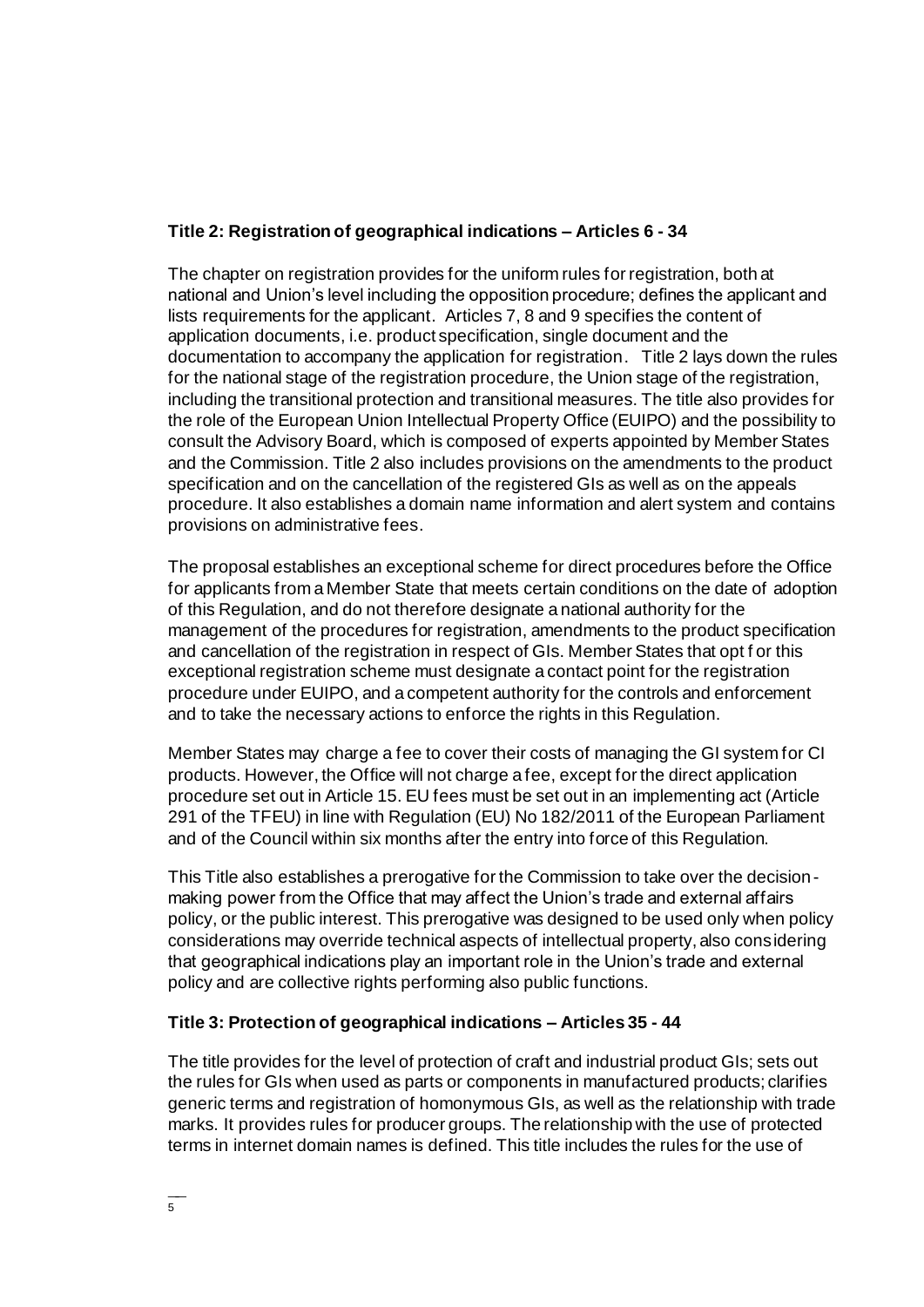**Title 2: Registration of geographical indications – Articles 6 - 34**

The chapter on registration provides for the uniform rules for registration, both at national and Union's level including the opposition procedure; defines the applicant and lists requirements for the applicant. Articles 7, 8 and 9 specifies the content of application documents, i.e. product specification, single document and the documentation to accompany the application for registration. Title 2 lays down the rules for the national stage of the registration procedure, the Union stage of the registration, including the transitional protection and transitional measures. The title also provides for the role of the European Union Intellectual Property Office (EUIPO) and the possibility to consult the Advisory Board, which is composed of experts appointed by Member States and the Commission. Title 2 also includes provisions on the amendments to the product specification and on the cancellation of the registered GIs as well as on the appeals procedure. It also establishes a domain name information and alert system and contains provisions on administrative fees.

The proposal establishes an exceptional scheme for direct procedures before the Office for applicants from a Member State that meets certain conditions on the date of adoption of this Regulation, and do not therefore designate a national authority for the management of the procedures for registration, amendments to the product specification and cancellation of the registration in respect of GIs. Member States that opt for this exceptional registration scheme must designate a contact point for the registration procedure under EUIPO, and a competent authority for the controls and enforcement and to take the necessary actions to enforce the rights in this Regulation.

Member States may charge a fee to cover their costs of managing the GI system for CI products. However, the Office will not charge a fee, except for the direct application procedure set out in Article 15. EU fees must be set out in an implementing act (Article 291 of the TFEU) in line with Regulation (EU) No 182/2011 of the European Parliament and of the Council within six months after the entry into force of this Regulation.

This Title also establishes a prerogative for the Commission to take over the decision-making power from the Office that may affect the Union's trade and external affairs policy, or the public interest. This prerogative was designed to be used only when policy considerations may override technical aspects of intellectual property, also considering that geographical indications play an important role in the Union's trade and external policy and are collective rights performing also public functions.

**Title 3: Protection of geographical indications – Articles 35 - 44**

The title provides for the level of protection of craft and industrial product GIs; sets out the rules for GIs when used as parts or components in manufactured products; clarifies generic terms and registration of homonymous GIs, as well as the relationship with trade marks. It provides rules for producer groups. The relationship with the use of protected terms in internet domain names is defined. This title includes the rules for the use of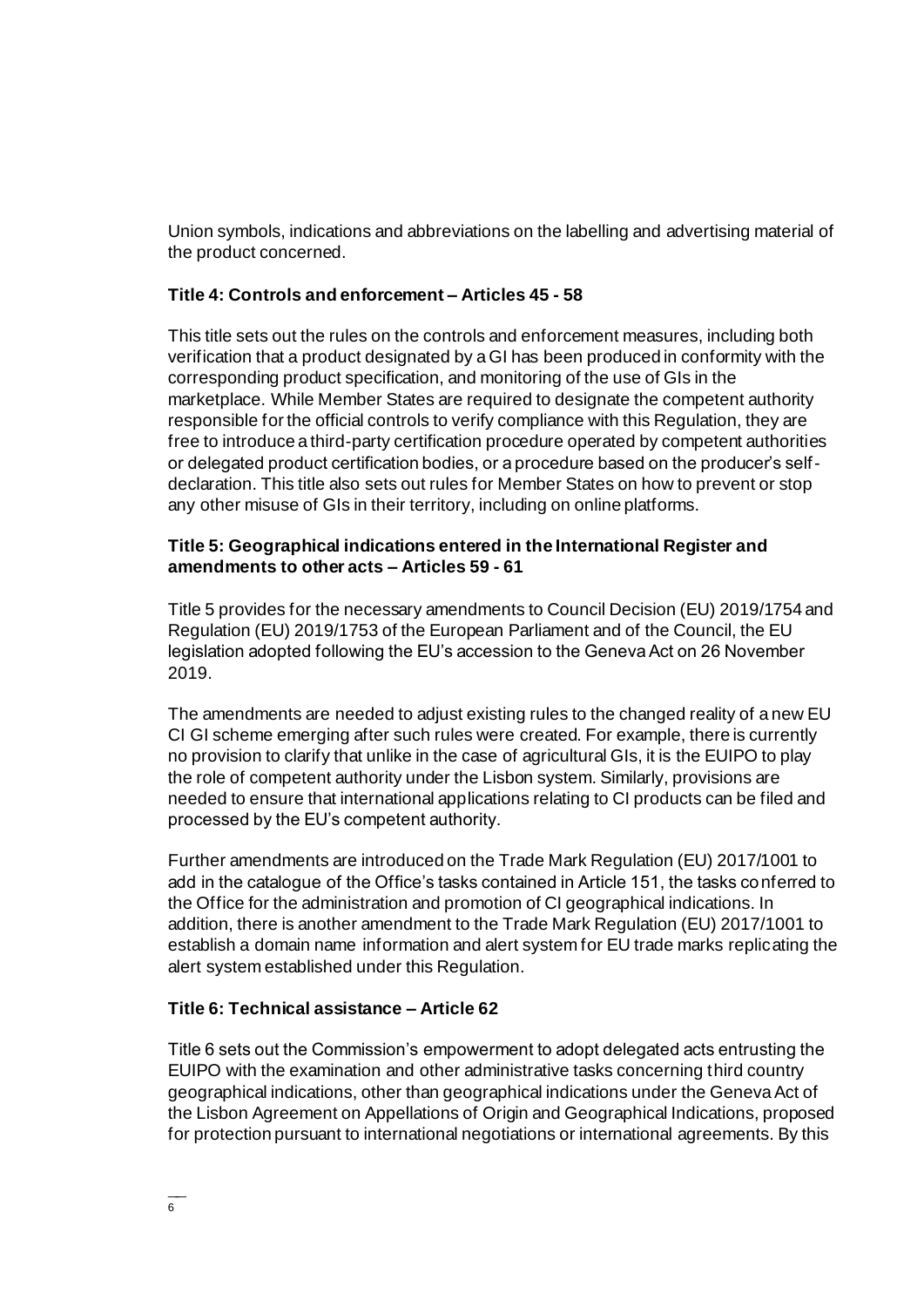Union symbols, indications and abbreviations on the labelling and advertising material of the product concerned.

**Title 4: Controls and enforcement – Articles 45 - 58**

This title sets out the rules on the controls and enforcement measures, including both verification that a product designated by a GI has been produced in conformity with the corresponding product specification, and monitoring of the use of GIs in the marketplace. While Member States are required to designate the competent authority responsible for the official controls to verify compliance with this Regulation, they are free to introduce a third-party certification procedure operated by competent authorities or delegated product certification bodies, or a procedure based on the producer's self-declaration. This title also sets out rules for Member States on how to prevent or stop any other misuse of GIs in their territory, including on online platforms.

**Title 5: Geographical indications entered in the International Register and amendments to other acts – Articles 59 - 61**

Title 5 provides for the necessary amendments to Council Decision (EU) 2019/1754 and Regulation (EU) 2019/1753 of the European Parliament and of the Council, the EU legislation adopted following the EU's accession to the Geneva Act on 26 November 2019.

The amendments are needed to adjust existing rules to the changed reality of a new EU CI GI scheme emerging after such rules were created. For example, there is currently no provision to clarify that unlike in the case of agricultural GIs, it is the EUIPO to play the role of competent authority under the Lisbon system. Similarly, provisions are needed to ensure that international applications relating to CI products can be filed and processed by the EU's competent authority.

Further amendments are introduced on the Trade Mark Regulation (EU) 2017/1001 to add in the catalogue of the Office's tasks contained in Article 151, the tasks conferred to the Office for the administration and promotion of CI geographical indications. In addition, there is another amendment to the Trade Mark Regulation (EU) 2017/1001 to establish a domain name information and alert system for EU trade marks replicating the alert system established under this Regulation.

**Title 6: Technical assistance – Article 62**

Title 6 sets out the Commission's empowerment to adopt delegated acts entrusting the EUIPO with the examination and other administrative tasks concerning third country geographical indications, other than geographical indications under the Geneva Act of the Lisbon Agreement on Appellations of Origin and Geographical Indications, proposed for protection pursuant to international negotiations or international agreements. By this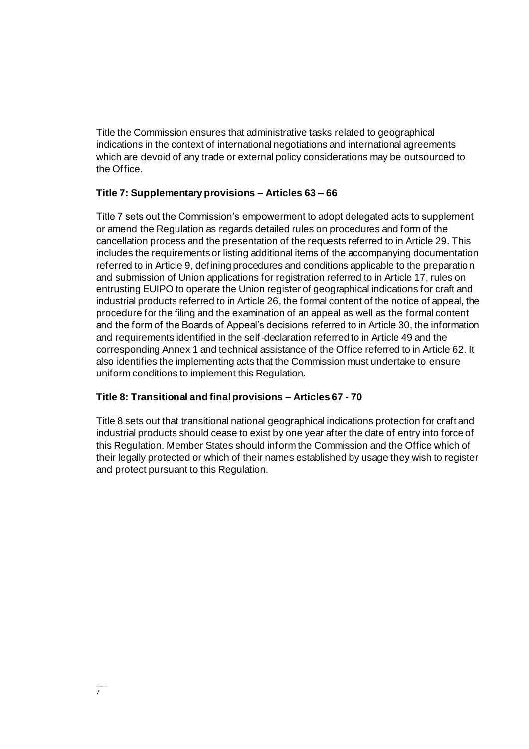Title the Commission ensures that administrative tasks related to geographical indications in the context of international negotiations and international agreements which are devoid of any trade or external policy considerations may be outsourced to the Office.

**Title 7: Supplementary provisions – Articles 63 – 66**

Title 7 sets out the Commission's empowerment to adopt delegated acts to supplement or amend the Regulation as regards detailed rules on procedures and form of the cancellation process and the presentation of the requests referred to in Article 29. This includes the requirements or listing additional items of the accompanying documentation referred to in Article 9, defining procedures and conditions applicable to the preparation and submission of Union applications for registration referred to in Article 17, rules on entrusting EUIPO to operate the Union register of geographical indications for craft and industrial products referred to in Article 26, the formal content of the notice of appeal, the procedure for the filing and the examination of an appeal as well as the formal content and the form of the Boards of Appeal's decisions referred to in Article 30, the information and requirements identified in the self-declaration referred to in Article 49 and the corresponding Annex 1 and technical assistance of the Office referred to in Article 62. It also identifies the implementing acts that the Commission must undertake to ensure uniform conditions to implement this Regulation.

**Title 8: Transitional and final provisions – Articles 67 - 70**

Title 8 sets out that transitional national geographical indications protection for craft and industrial products should cease to exist by one year after the date of entry into force of this Regulation. Member States should inform the Commission and the Office which of their legally protected or which of their names established by usage they wish to register and protect pursuant to this Regulation.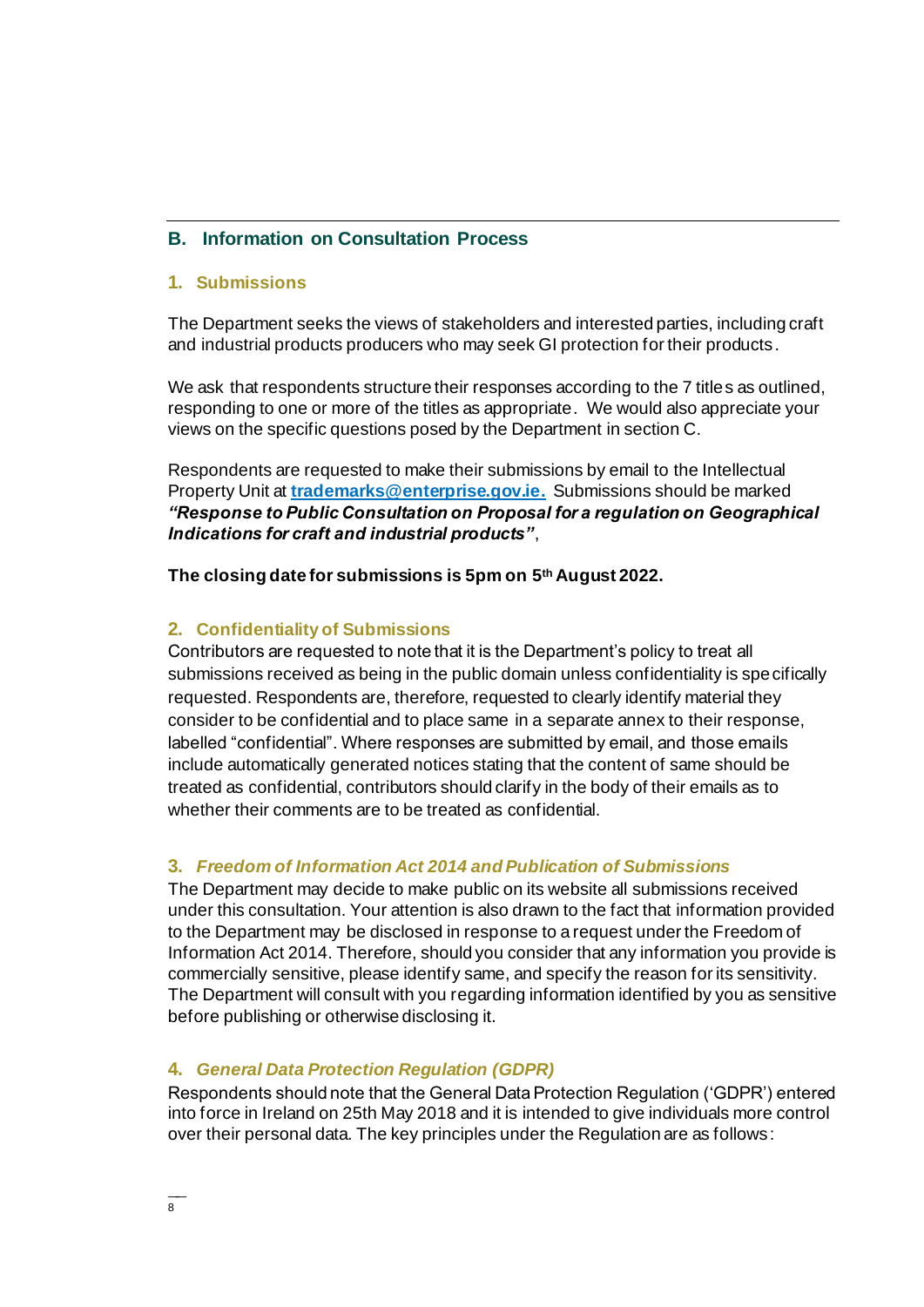## B. Information on Consultation Process

### 1. Submissions

The Department seeks the views of stakeholders and interested parties, including craft and industrial products producers who may seek GI protection for their products.

We ask that respondents structure their responses according to the 7 titles as outlined, responding to one or more of the titles as appropriate. We would also appreciate your views on the specific questions posed by the Department in section C.

Respondents are requested to make their submissions by email to the Intellectual Property Unit at **trademarks@enterprise.gov.ie.** Submissions should be marked ***"Response to Public Consultation on Proposal for a regulation on Geographical Indications for craft and industrial products"***,

**The closing date for submissions is 5pm on 5th August 2022.**

### 2. Confidentiality of Submissions

Contributors are requested to note that it is the Department's policy to treat all submissions received as being in the public domain unless confidentiality is specifically requested. Respondents are, therefore, requested to clearly identify material they consider to be confidential and to place same in a separate annex to their response, labelled "confidential". Where responses are submitted by email, and those emails include automatically generated notices stating that the content of same should be treated as confidential, contributors should clarify in the body of their emails as to whether their comments are to be treated as confidential.

### 3. *Freedom of Information Act 2014 and Publication of Submissions*

The Department may decide to make public on its website all submissions received under this consultation. Your attention is also drawn to the fact that information provided to the Department may be disclosed in response to a request under the Freedom of Information Act 2014. Therefore, should you consider that any information you provide is commercially sensitive, please identify same, and specify the reason for its sensitivity. The Department will consult with you regarding information identified by you as sensitive before publishing or otherwise disclosing it.

### 4. *General Data Protection Regulation (GDPR)*

Respondents should note that the General Data Protection Regulation ('GDPR') entered into force in Ireland on 25th May 2018 and it is intended to give individuals more control over their personal data. The key principles under the Regulation are as follows: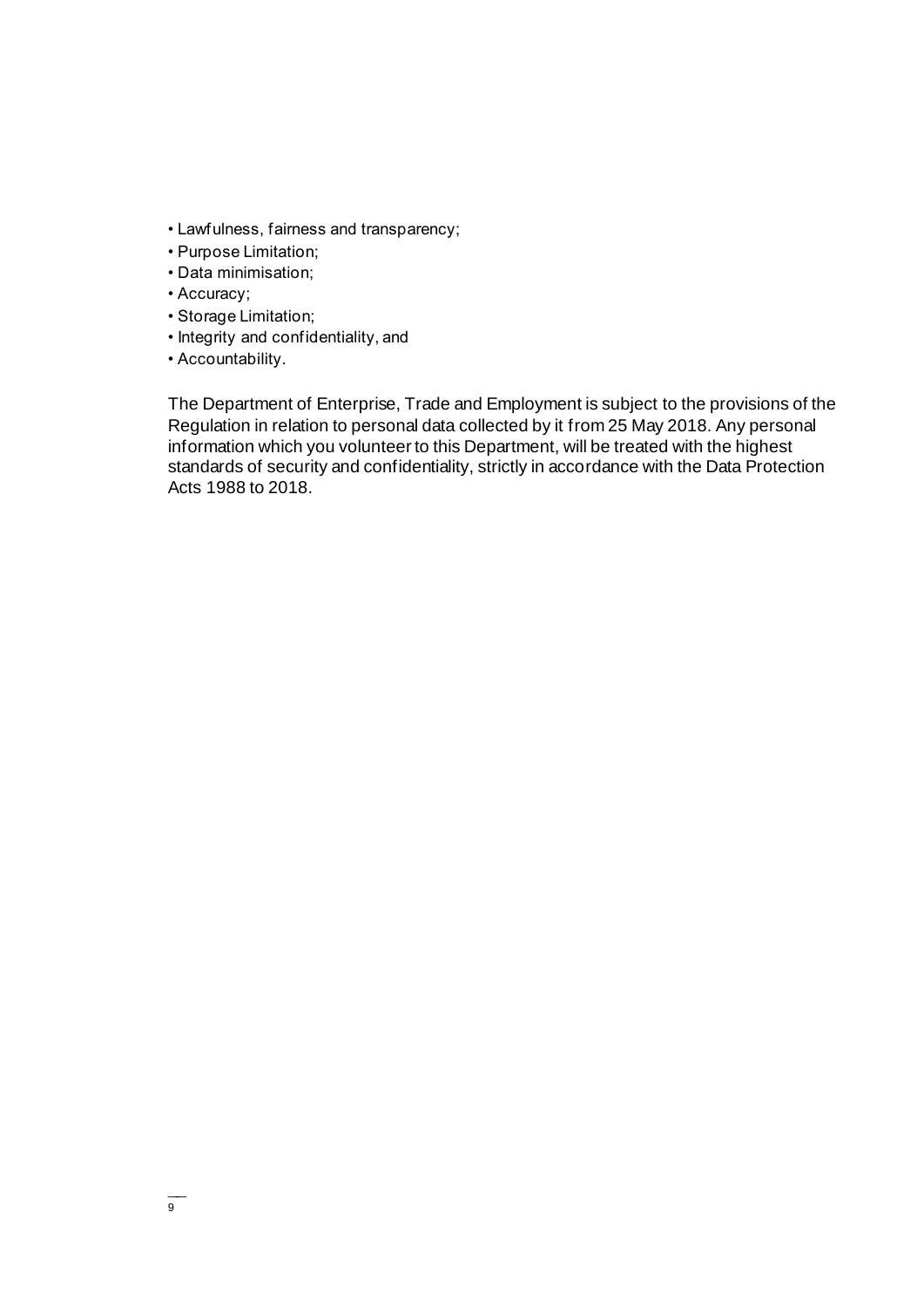- Lawfulness, fairness and transparency;
- Purpose Limitation;
- Data minimisation;
- Accuracy;
- Storage Limitation;
- Integrity and confidentiality, and
- Accountability.

The Department of Enterprise, Trade and Employment is subject to the provisions of the Regulation in relation to personal data collected by it from 25 May 2018. Any personal information which you volunteer to this Department, will be treated with the highest standards of security and confidentiality, strictly in accordance with the Data Protection Acts 1988 to 2018.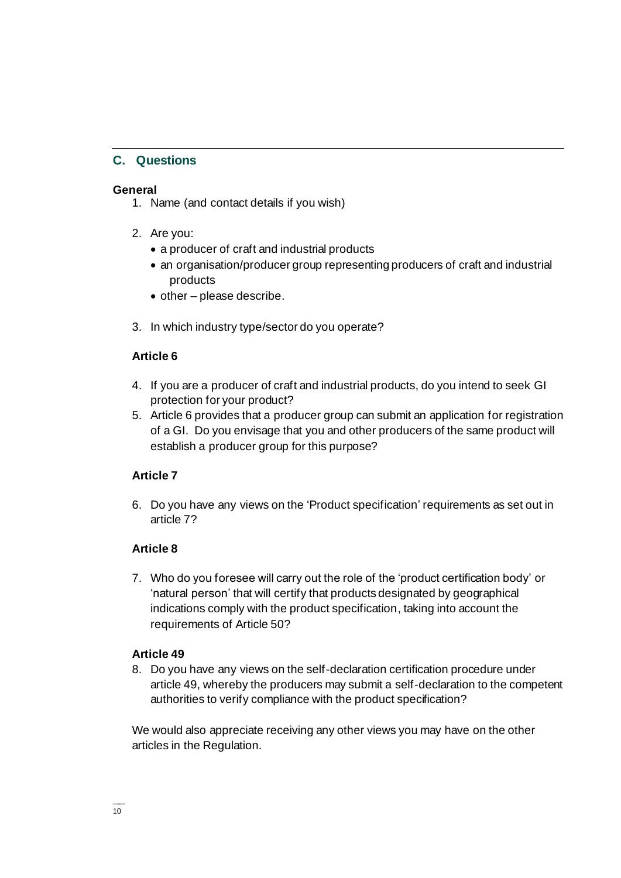## C. Questions

**General**

1. Name (and contact details if you wish)

2. Are you:
   - a producer of craft and industrial products
   - an organisation/producer group representing producers of craft and industrial products
   - other – please describe.

3. In which industry type/sector do you operate?

**Article 6**

4. If you are a producer of craft and industrial products, do you intend to seek GI protection for your product?
5. Article 6 provides that a producer group can submit an application for registration of a GI. Do you envisage that you and other producers of the same product will establish a producer group for this purpose?

**Article 7**

6. Do you have any views on the 'Product specification' requirements as set out in article 7?

**Article 8**

7. Who do you foresee will carry out the role of the 'product certification body' or 'natural person' that will certify that products designated by geographical indications comply with the product specification, taking into account the requirements of Article 50?

**Article 49**

8. Do you have any views on the self-declaration certification procedure under article 49, whereby the producers may submit a self-declaration to the competent authorities to verify compliance with the product specification?

We would also appreciate receiving any other views you may have on the other articles in the Regulation.